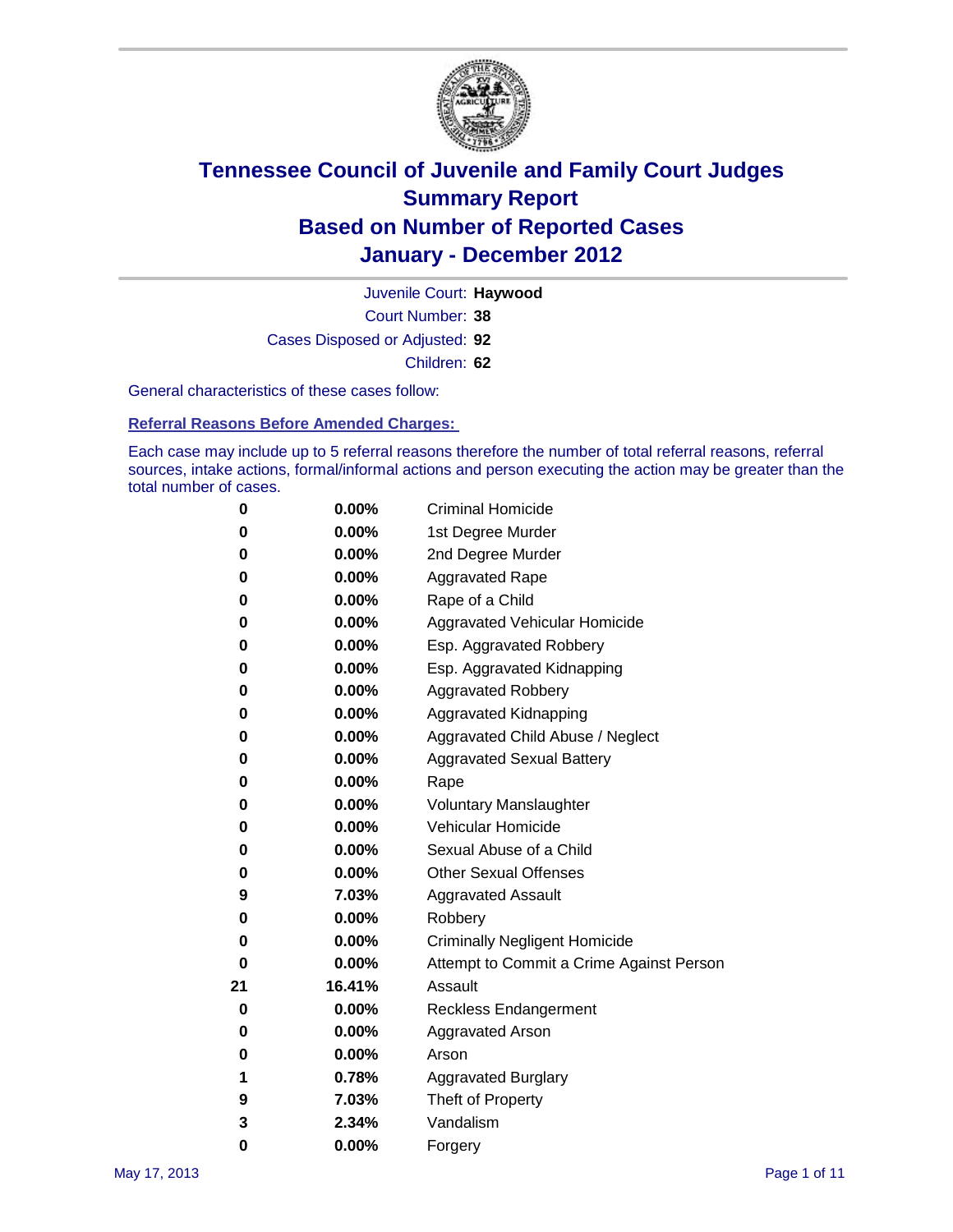# Tennessee Council of Juvenile and Family Court Judges
# Summary Report
# Based on Number of Reported Cases
# January - December 2012

Juvenile Court: **Haywood**

Court Number: **38**

Cases Disposed or Adjusted: **92**

Children: **62**

General characteristics of these cases follow:

**Referral Reasons Before Amended Charges:**

Each case may include up to 5 referral reasons therefore the number of total referral reasons, referral sources, intake actions, formal/informal actions and person executing the action may be greater than the total number of cases.

| | | |
|---|---|---|
| 0 | 0.00% | Criminal Homicide |
| 0 | 0.00% | 1st Degree Murder |
| 0 | 0.00% | 2nd Degree Murder |
| 0 | 0.00% | Aggravated Rape |
| 0 | 0.00% | Rape of a Child |
| 0 | 0.00% | Aggravated Vehicular Homicide |
| 0 | 0.00% | Esp. Aggravated Robbery |
| 0 | 0.00% | Esp. Aggravated Kidnapping |
| 0 | 0.00% | Aggravated Robbery |
| 0 | 0.00% | Aggravated Kidnapping |
| 0 | 0.00% | Aggravated Child Abuse / Neglect |
| 0 | 0.00% | Aggravated Sexual Battery |
| 0 | 0.00% | Rape |
| 0 | 0.00% | Voluntary Manslaughter |
| 0 | 0.00% | Vehicular Homicide |
| 0 | 0.00% | Sexual Abuse of a Child |
| 0 | 0.00% | Other Sexual Offenses |
| 9 | 7.03% | Aggravated Assault |
| 0 | 0.00% | Robbery |
| 0 | 0.00% | Criminally Negligent Homicide |
| 0 | 0.00% | Attempt to Commit a Crime Against Person |
| 21 | 16.41% | Assault |
| 0 | 0.00% | Reckless Endangerment |
| 0 | 0.00% | Aggravated Arson |
| 0 | 0.00% | Arson |
| 1 | 0.78% | Aggravated Burglary |
| 9 | 7.03% | Theft of Property |
| 3 | 2.34% | Vandalism |
| 0 | 0.00% | Forgery |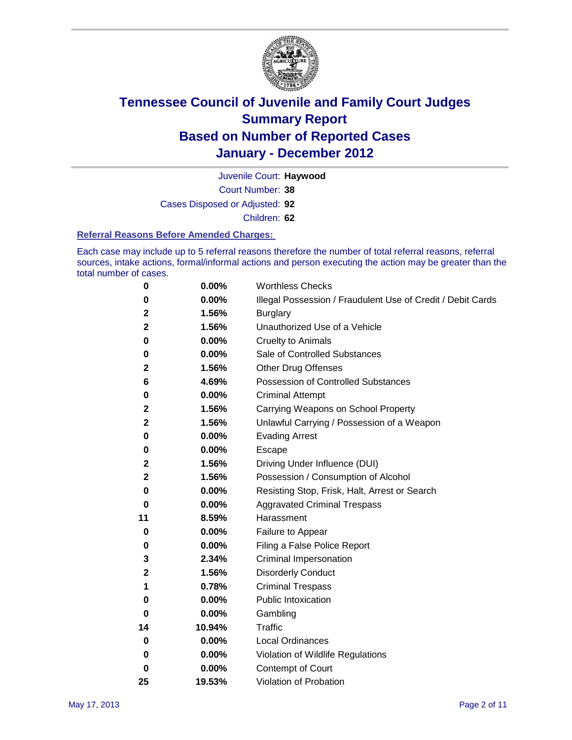# Tennessee Council of Juvenile and Family Court Judges
# Summary Report
# Based on Number of Reported Cases
# January - December 2012

Juvenile Court: **Haywood**

Court Number: **38**

Cases Disposed or Adjusted: **92**

Children: **62**

### Referral Reasons Before Amended Charges:

Each case may include up to 5 referral reasons therefore the number of total referral reasons, referral sources, intake actions, formal/informal actions and person executing the action may be greater than the total number of cases.

| Count | Percent | Referral Reason |
|---|---|---|
| 0 | 0.00% | Worthless Checks |
| 0 | 0.00% | Illegal Possession / Fraudulent Use of Credit / Debit Cards |
| 2 | 1.56% | Burglary |
| 2 | 1.56% | Unauthorized Use of a Vehicle |
| 0 | 0.00% | Cruelty to Animals |
| 0 | 0.00% | Sale of Controlled Substances |
| 2 | 1.56% | Other Drug Offenses |
| 6 | 4.69% | Possession of Controlled Substances |
| 0 | 0.00% | Criminal Attempt |
| 2 | 1.56% | Carrying Weapons on School Property |
| 2 | 1.56% | Unlawful Carrying / Possession of a Weapon |
| 0 | 0.00% | Evading Arrest |
| 0 | 0.00% | Escape |
| 2 | 1.56% | Driving Under Influence (DUI) |
| 2 | 1.56% | Possession / Consumption of Alcohol |
| 0 | 0.00% | Resisting Stop, Frisk, Halt, Arrest or Search |
| 0 | 0.00% | Aggravated Criminal Trespass |
| 11 | 8.59% | Harassment |
| 0 | 0.00% | Failure to Appear |
| 0 | 0.00% | Filing a False Police Report |
| 3 | 2.34% | Criminal Impersonation |
| 2 | 1.56% | Disorderly Conduct |
| 1 | 0.78% | Criminal Trespass |
| 0 | 0.00% | Public Intoxication |
| 0 | 0.00% | Gambling |
| 14 | 10.94% | Traffic |
| 0 | 0.00% | Local Ordinances |
| 0 | 0.00% | Violation of Wildlife Regulations |
| 0 | 0.00% | Contempt of Court |
| 25 | 19.53% | Violation of Probation |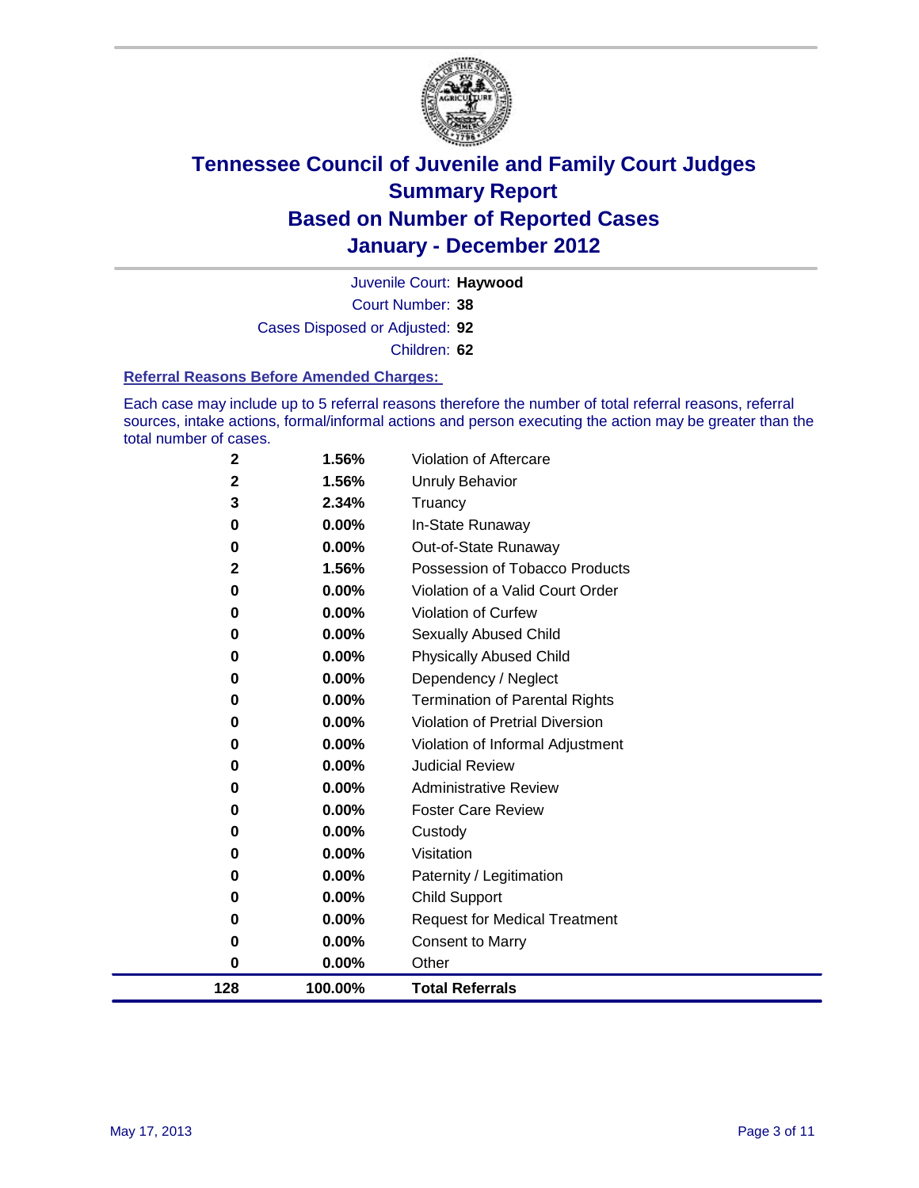# Tennessee Council of Juvenile and Family Court Judges
# Summary Report
# Based on Number of Reported Cases
# January - December 2012

Juvenile Court: **Haywood**

Court Number: **38**

Cases Disposed or Adjusted: **92**

Children: **62**

### Referral Reasons Before Amended Charges:

Each case may include up to 5 referral reasons therefore the number of total referral reasons, referral sources, intake actions, formal/informal actions and person executing the action may be greater than the total number of cases.

| Count | Percent | Referral Reason |
|---|---|---|
| 2 | 1.56% | Violation of Aftercare |
| 2 | 1.56% | Unruly Behavior |
| 3 | 2.34% | Truancy |
| 0 | 0.00% | In-State Runaway |
| 0 | 0.00% | Out-of-State Runaway |
| 2 | 1.56% | Possession of Tobacco Products |
| 0 | 0.00% | Violation of a Valid Court Order |
| 0 | 0.00% | Violation of Curfew |
| 0 | 0.00% | Sexually Abused Child |
| 0 | 0.00% | Physically Abused Child |
| 0 | 0.00% | Dependency / Neglect |
| 0 | 0.00% | Termination of Parental Rights |
| 0 | 0.00% | Violation of Pretrial Diversion |
| 0 | 0.00% | Violation of Informal Adjustment |
| 0 | 0.00% | Judicial Review |
| 0 | 0.00% | Administrative Review |
| 0 | 0.00% | Foster Care Review |
| 0 | 0.00% | Custody |
| 0 | 0.00% | Visitation |
| 0 | 0.00% | Paternity / Legitimation |
| 0 | 0.00% | Child Support |
| 0 | 0.00% | Request for Medical Treatment |
| 0 | 0.00% | Consent to Marry |
| 0 | 0.00% | Other |
| **128** | **100.00%** | **Total Referrals** |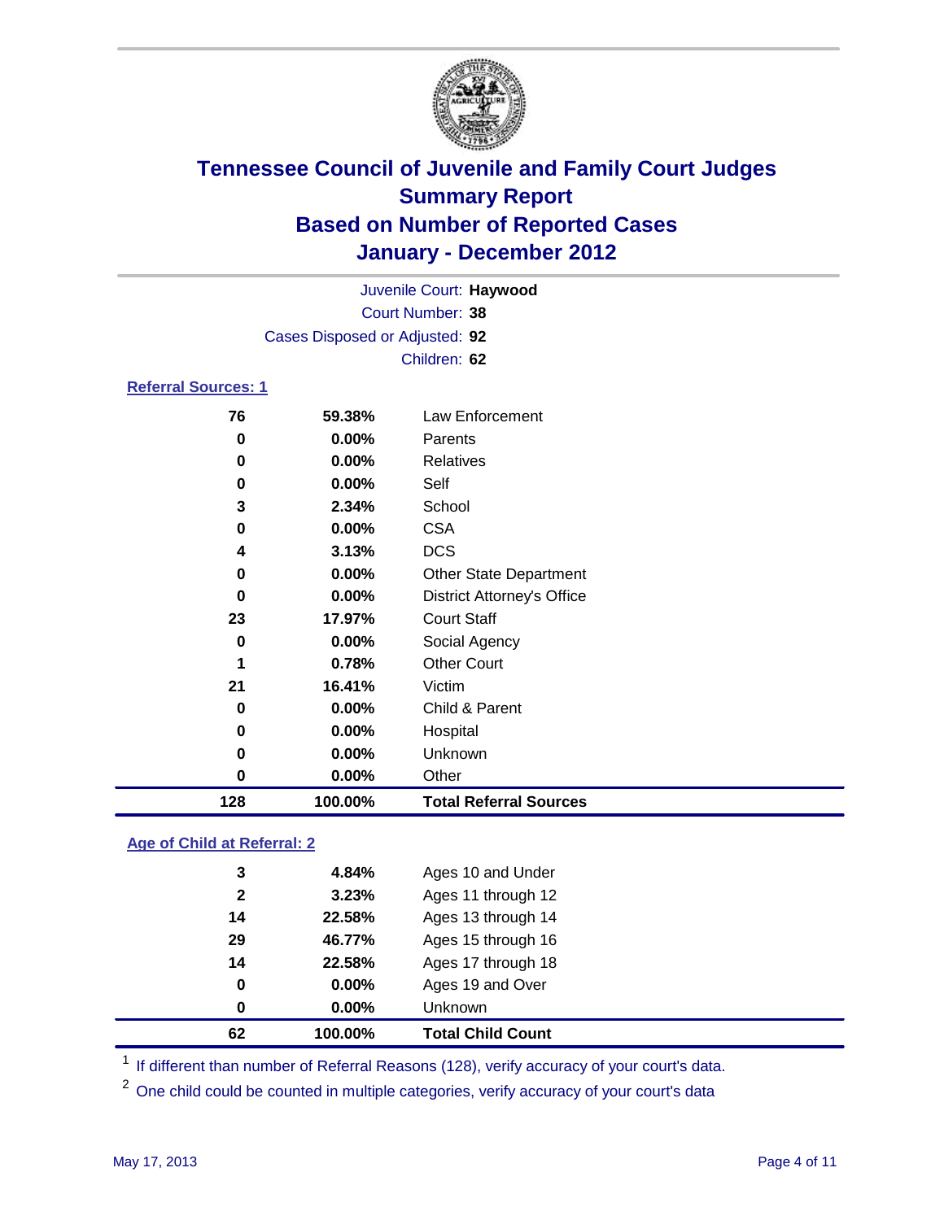# Tennessee Council of Juvenile and Family Court Judges
## Summary Report
## Based on Number of Reported Cases
## January - December 2012

Juvenile Court: **Haywood**
Court Number: **38**
Cases Disposed or Adjusted: **92**
Children: **62**

### Referral Sources: 1

| Count | Percent | Source |
|---|---|---|
| 76 | 59.38% | Law Enforcement |
| 0 | 0.00% | Parents |
| 0 | 0.00% | Relatives |
| 0 | 0.00% | Self |
| 3 | 2.34% | School |
| 0 | 0.00% | CSA |
| 4 | 3.13% | DCS |
| 0 | 0.00% | Other State Department |
| 0 | 0.00% | District Attorney's Office |
| 23 | 17.97% | Court Staff |
| 0 | 0.00% | Social Agency |
| 1 | 0.78% | Other Court |
| 21 | 16.41% | Victim |
| 0 | 0.00% | Child & Parent |
| 0 | 0.00% | Hospital |
| 0 | 0.00% | Unknown |
| 0 | 0.00% | Other |
| **128** | **100.00%** | **Total Referral Sources** |

### Age of Child at Referral: 2

| Count | Percent | Age |
|---|---|---|
| 3 | 4.84% | Ages 10 and Under |
| 2 | 3.23% | Ages 11 through 12 |
| 14 | 22.58% | Ages 13 through 14 |
| 29 | 46.77% | Ages 15 through 16 |
| 14 | 22.58% | Ages 17 through 18 |
| 0 | 0.00% | Ages 19 and Over |
| 0 | 0.00% | Unknown |
| **62** | **100.00%** | **Total Child Count** |

[1] If different than number of Referral Reasons (128), verify accuracy of your court's data.

[2] One child could be counted in multiple categories, verify accuracy of your court's data

May 17, 2013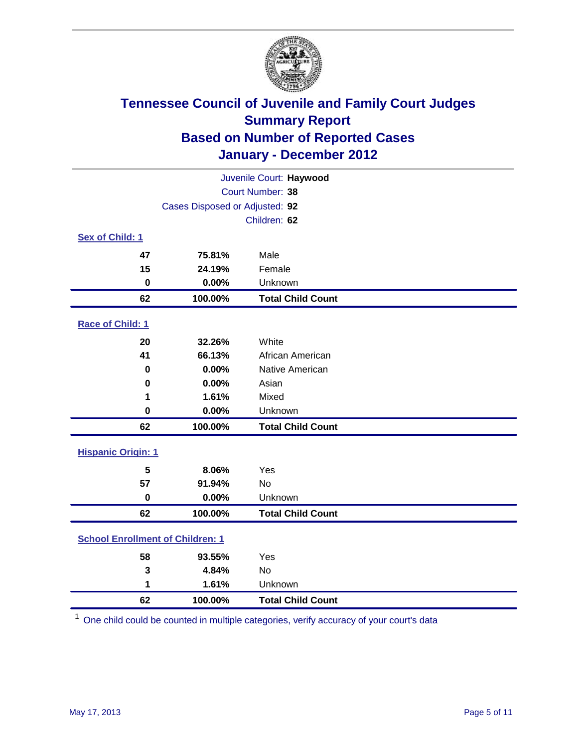# Tennessee Council of Juvenile and Family Court Judges
## Summary Report
## Based on Number of Reported Cases
## January - December 2012

Juvenile Court: **Haywood**
Court Number: **38**
Cases Disposed or Adjusted: **92**
Children: **62**

### Sex of Child: 1

| Count | Percent | Category |
|---|---|---|
| 47 | 75.81% | Male |
| 15 | 24.19% | Female |
| 0 | 0.00% | Unknown |
| **62** | **100.00%** | **Total Child Count** |

### Race of Child: 1

| Count | Percent | Category |
|---|---|---|
| 20 | 32.26% | White |
| 41 | 66.13% | African American |
| 0 | 0.00% | Native American |
| 0 | 0.00% | Asian |
| 1 | 1.61% | Mixed |
| 0 | 0.00% | Unknown |
| **62** | **100.00%** | **Total Child Count** |

### Hispanic Origin: 1

| Count | Percent | Category |
|---|---|---|
| 5 | 8.06% | Yes |
| 57 | 91.94% | No |
| 0 | 0.00% | Unknown |
| **62** | **100.00%** | **Total Child Count** |

### School Enrollment of Children: 1

| Count | Percent | Category |
|---|---|---|
| 58 | 93.55% | Yes |
| 3 | 4.84% | No |
| 1 | 1.61% | Unknown |
| **62** | **100.00%** | **Total Child Count** |

[1] One child could be counted in multiple categories, verify accuracy of your court's data

May 17, 2013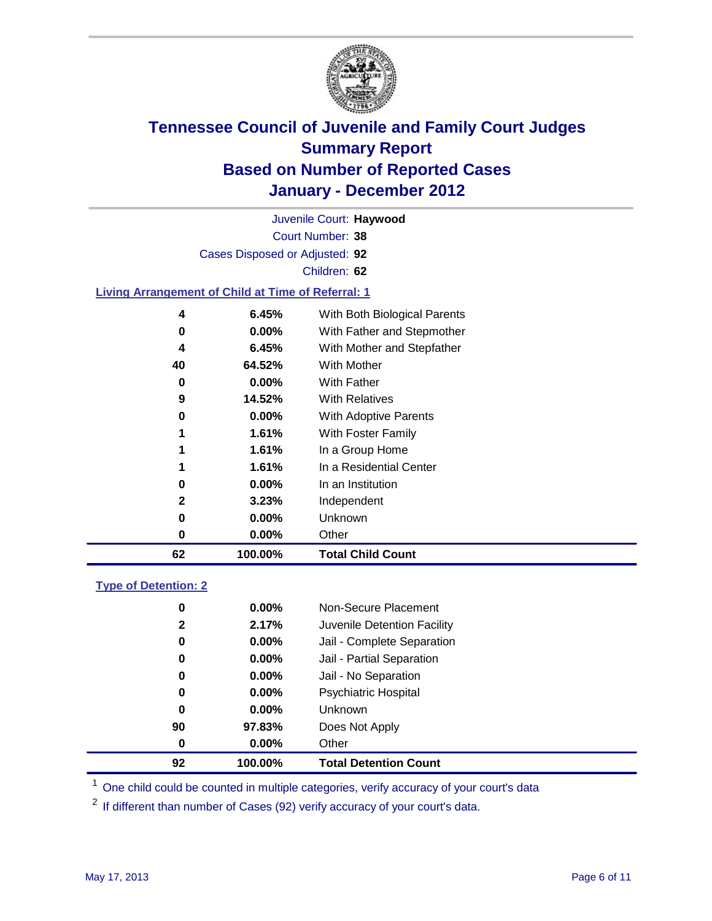# Tennessee Council of Juvenile and Family Court Judges
## Summary Report
## Based on Number of Reported Cases
## January - December 2012

Juvenile Court: **Haywood**
Court Number: **38**
Cases Disposed or Adjusted: **92**
Children: **62**

### Living Arrangement of Child at Time of Referral: 1

| Count | Percent | Category |
|---|---|---|
| 4 | 6.45% | With Both Biological Parents |
| 0 | 0.00% | With Father and Stepmother |
| 4 | 6.45% | With Mother and Stepfather |
| 40 | 64.52% | With Mother |
| 0 | 0.00% | With Father |
| 9 | 14.52% | With Relatives |
| 0 | 0.00% | With Adoptive Parents |
| 1 | 1.61% | With Foster Family |
| 1 | 1.61% | In a Group Home |
| 1 | 1.61% | In a Residential Center |
| 0 | 0.00% | In an Institution |
| 2 | 3.23% | Independent |
| 0 | 0.00% | Unknown |
| 0 | 0.00% | Other |
| **62** | **100.00%** | **Total Child Count** |

### Type of Detention: 2

| Count | Percent | Category |
|---|---|---|
| 0 | 0.00% | Non-Secure Placement |
| 2 | 2.17% | Juvenile Detention Facility |
| 0 | 0.00% | Jail - Complete Separation |
| 0 | 0.00% | Jail - Partial Separation |
| 0 | 0.00% | Jail - No Separation |
| 0 | 0.00% | Psychiatric Hospital |
| 0 | 0.00% | Unknown |
| 90 | 97.83% | Does Not Apply |
| 0 | 0.00% | Other |
| **92** | **100.00%** | **Total Detention Count** |

[1] One child could be counted in multiple categories, verify accuracy of your court's data

[2] If different than number of Cases (92) verify accuracy of your court's data.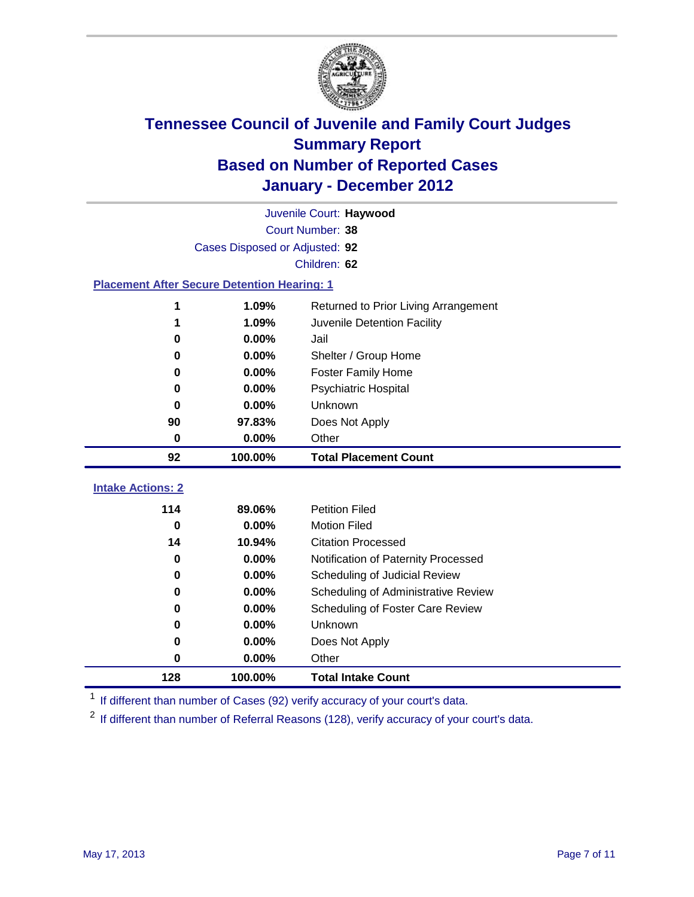# Tennessee Council of Juvenile and Family Court Judges Summary Report Based on Number of Reported Cases January - December 2012

Juvenile Court: **Haywood**

Court Number: **38**

Cases Disposed or Adjusted: **92**

Children: **62**

## Placement After Secure Detention Hearing: 1

| Count | Percent | Placement |
| --- | --- | --- |
| 1 | 1.09% | Returned to Prior Living Arrangement |
| 1 | 1.09% | Juvenile Detention Facility |
| 0 | 0.00% | Jail |
| 0 | 0.00% | Shelter / Group Home |
| 0 | 0.00% | Foster Family Home |
| 0 | 0.00% | Psychiatric Hospital |
| 0 | 0.00% | Unknown |
| 90 | 97.83% | Does Not Apply |
| 0 | 0.00% | Other |
| **92** | **100.00%** | **Total Placement Count** |

## Intake Actions: 2

| Count | Percent | Intake Action |
| --- | --- | --- |
| 114 | 89.06% | Petition Filed |
| 0 | 0.00% | Motion Filed |
| 14 | 10.94% | Citation Processed |
| 0 | 0.00% | Notification of Paternity Processed |
| 0 | 0.00% | Scheduling of Judicial Review |
| 0 | 0.00% | Scheduling of Administrative Review |
| 0 | 0.00% | Scheduling of Foster Care Review |
| 0 | 0.00% | Unknown |
| 0 | 0.00% | Does Not Apply |
| 0 | 0.00% | Other |
| **128** | **100.00%** | **Total Intake Count** |

[1] If different than number of Cases (92) verify accuracy of your court's data.

[2] If different than number of Referral Reasons (128), verify accuracy of your court's data.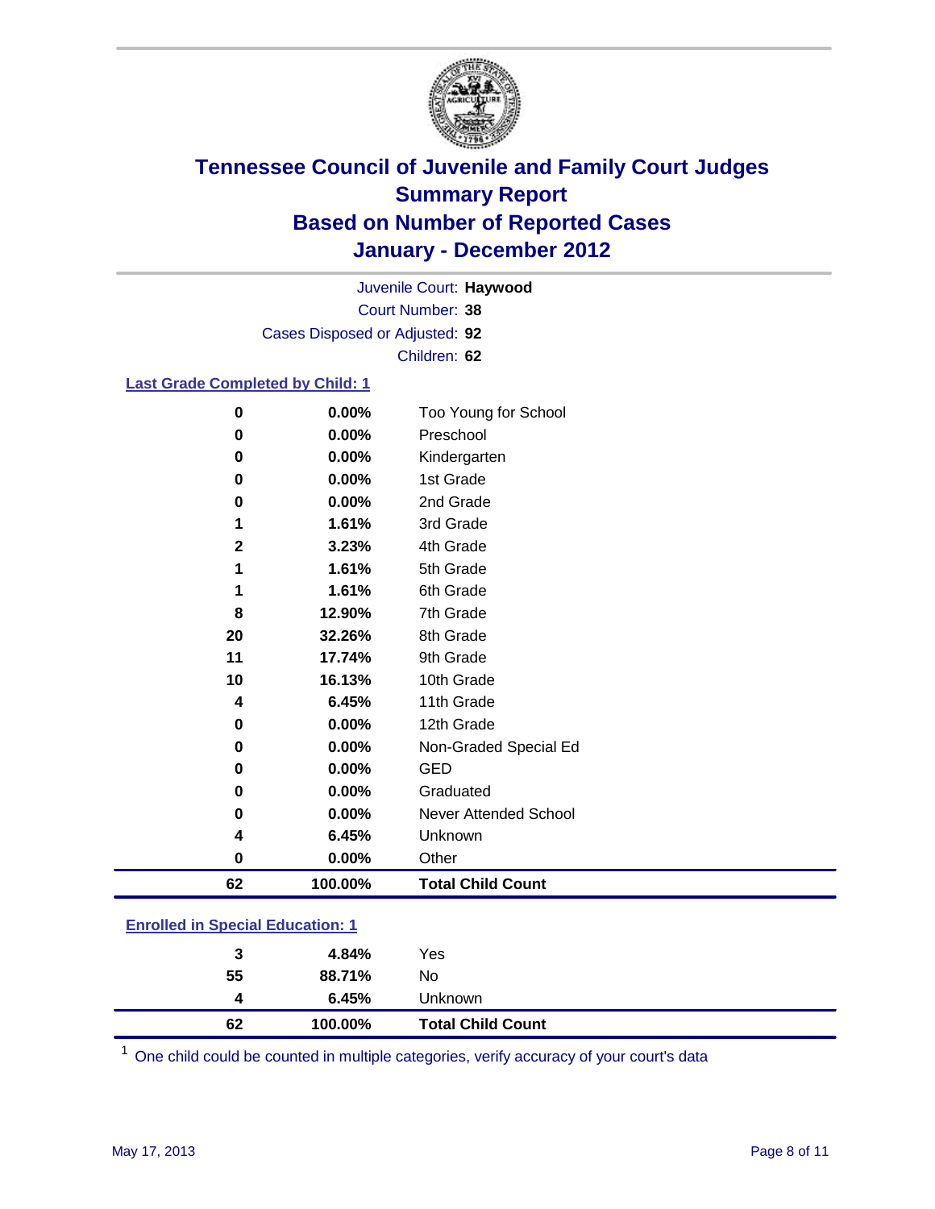# Tennessee Council of Juvenile and Family Court Judges
## Summary Report
## Based on Number of Reported Cases
## January - December 2012

Juvenile Court: **Haywood**
Court Number: **38**
Cases Disposed or Adjusted: **92**
Children: **62**

### Last Grade Completed by Child: 1

| Count | Percent | Category |
|---|---|---|
| 0 | 0.00% | Too Young for School |
| 0 | 0.00% | Preschool |
| 0 | 0.00% | Kindergarten |
| 0 | 0.00% | 1st Grade |
| 0 | 0.00% | 2nd Grade |
| 1 | 1.61% | 3rd Grade |
| 2 | 3.23% | 4th Grade |
| 1 | 1.61% | 5th Grade |
| 1 | 1.61% | 6th Grade |
| 8 | 12.90% | 7th Grade |
| 20 | 32.26% | 8th Grade |
| 11 | 17.74% | 9th Grade |
| 10 | 16.13% | 10th Grade |
| 4 | 6.45% | 11th Grade |
| 0 | 0.00% | 12th Grade |
| 0 | 0.00% | Non-Graded Special Ed |
| 0 | 0.00% | GED |
| 0 | 0.00% | Graduated |
| 0 | 0.00% | Never Attended School |
| 4 | 6.45% | Unknown |
| 0 | 0.00% | Other |
| **62** | **100.00%** | **Total Child Count** |

### Enrolled in Special Education: 1

| Count | Percent | Category |
|---|---|---|
| 3 | 4.84% | Yes |
| 55 | 88.71% | No |
| 4 | 6.45% | Unknown |
| **62** | **100.00%** | **Total Child Count** |

[1] One child could be counted in multiple categories, verify accuracy of your court's data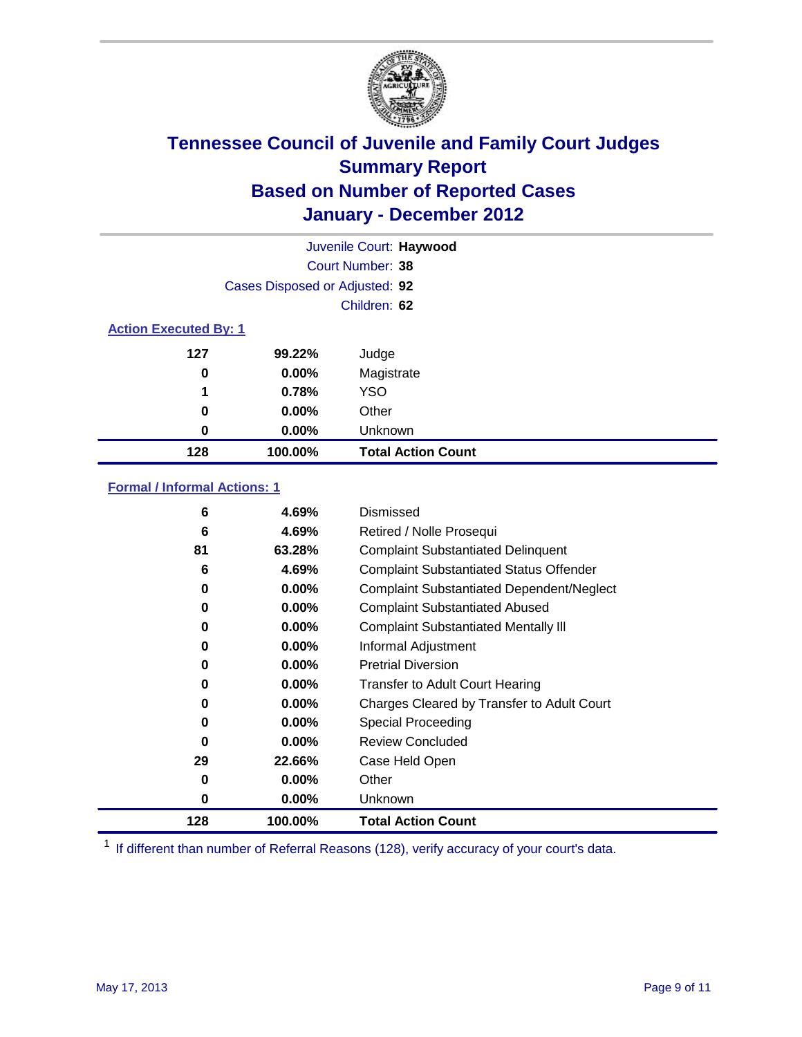# Tennessee Council of Juvenile and Family Court Judges
## Summary Report
## Based on Number of Reported Cases
## January - December 2012

Juvenile Court: **Haywood**
Court Number: **38**
Cases Disposed or Adjusted: **92**
Children: **62**

### Action Executed By: 1

| | | |
|---|---|---|
| 127 | 99.22% | Judge |
| 0 | 0.00% | Magistrate |
| 1 | 0.78% | YSO |
| 0 | 0.00% | Other |
| 0 | 0.00% | Unknown |
| **128** | **100.00%** | **Total Action Count** |

### Formal / Informal Actions: 1

| | | |
|---|---|---|
| 6 | 4.69% | Dismissed |
| 6 | 4.69% | Retired / Nolle Prosequi |
| 81 | 63.28% | Complaint Substantiated Delinquent |
| 6 | 4.69% | Complaint Substantiated Status Offender |
| 0 | 0.00% | Complaint Substantiated Dependent/Neglect |
| 0 | 0.00% | Complaint Substantiated Abused |
| 0 | 0.00% | Complaint Substantiated Mentally Ill |
| 0 | 0.00% | Informal Adjustment |
| 0 | 0.00% | Pretrial Diversion |
| 0 | 0.00% | Transfer to Adult Court Hearing |
| 0 | 0.00% | Charges Cleared by Transfer to Adult Court |
| 0 | 0.00% | Special Proceeding |
| 0 | 0.00% | Review Concluded |
| 29 | 22.66% | Case Held Open |
| 0 | 0.00% | Other |
| 0 | 0.00% | Unknown |
| **128** | **100.00%** | **Total Action Count** |

[1] If different than number of Referral Reasons (128), verify accuracy of your court's data.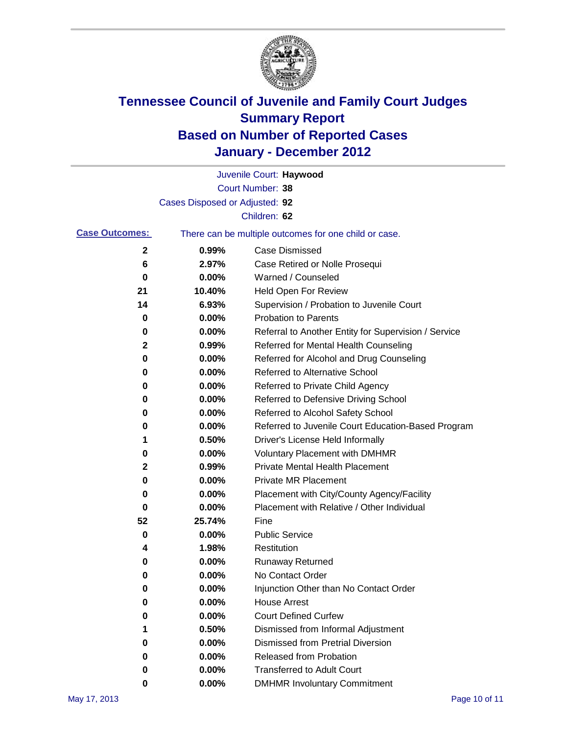# Tennessee Council of Juvenile and Family Court Judges
## Summary Report
## Based on Number of Reported Cases
## January - December 2012

Juvenile Court: **Haywood**

Court Number: **38**

Cases Disposed or Adjusted: **92**

Children: **62**

**Case Outcomes:** There can be multiple outcomes for one child or case.

| Count | Percent | Outcome |
|---|---|---|
| 2 | 0.99% | Case Dismissed |
| 6 | 2.97% | Case Retired or Nolle Prosequi |
| 0 | 0.00% | Warned / Counseled |
| 21 | 10.40% | Held Open For Review |
| 14 | 6.93% | Supervision / Probation to Juvenile Court |
| 0 | 0.00% | Probation to Parents |
| 0 | 0.00% | Referral to Another Entity for Supervision / Service |
| 2 | 0.99% | Referred for Mental Health Counseling |
| 0 | 0.00% | Referred for Alcohol and Drug Counseling |
| 0 | 0.00% | Referred to Alternative School |
| 0 | 0.00% | Referred to Private Child Agency |
| 0 | 0.00% | Referred to Defensive Driving School |
| 0 | 0.00% | Referred to Alcohol Safety School |
| 0 | 0.00% | Referred to Juvenile Court Education-Based Program |
| 1 | 0.50% | Driver's License Held Informally |
| 0 | 0.00% | Voluntary Placement with DMHMR |
| 2 | 0.99% | Private Mental Health Placement |
| 0 | 0.00% | Private MR Placement |
| 0 | 0.00% | Placement with City/County Agency/Facility |
| 0 | 0.00% | Placement with Relative / Other Individual |
| 52 | 25.74% | Fine |
| 0 | 0.00% | Public Service |
| 4 | 1.98% | Restitution |
| 0 | 0.00% | Runaway Returned |
| 0 | 0.00% | No Contact Order |
| 0 | 0.00% | Injunction Other than No Contact Order |
| 0 | 0.00% | House Arrest |
| 0 | 0.00% | Court Defined Curfew |
| 1 | 0.50% | Dismissed from Informal Adjustment |
| 0 | 0.00% | Dismissed from Pretrial Diversion |
| 0 | 0.00% | Released from Probation |
| 0 | 0.00% | Transferred to Adult Court |
| 0 | 0.00% | DMHMR Involuntary Commitment |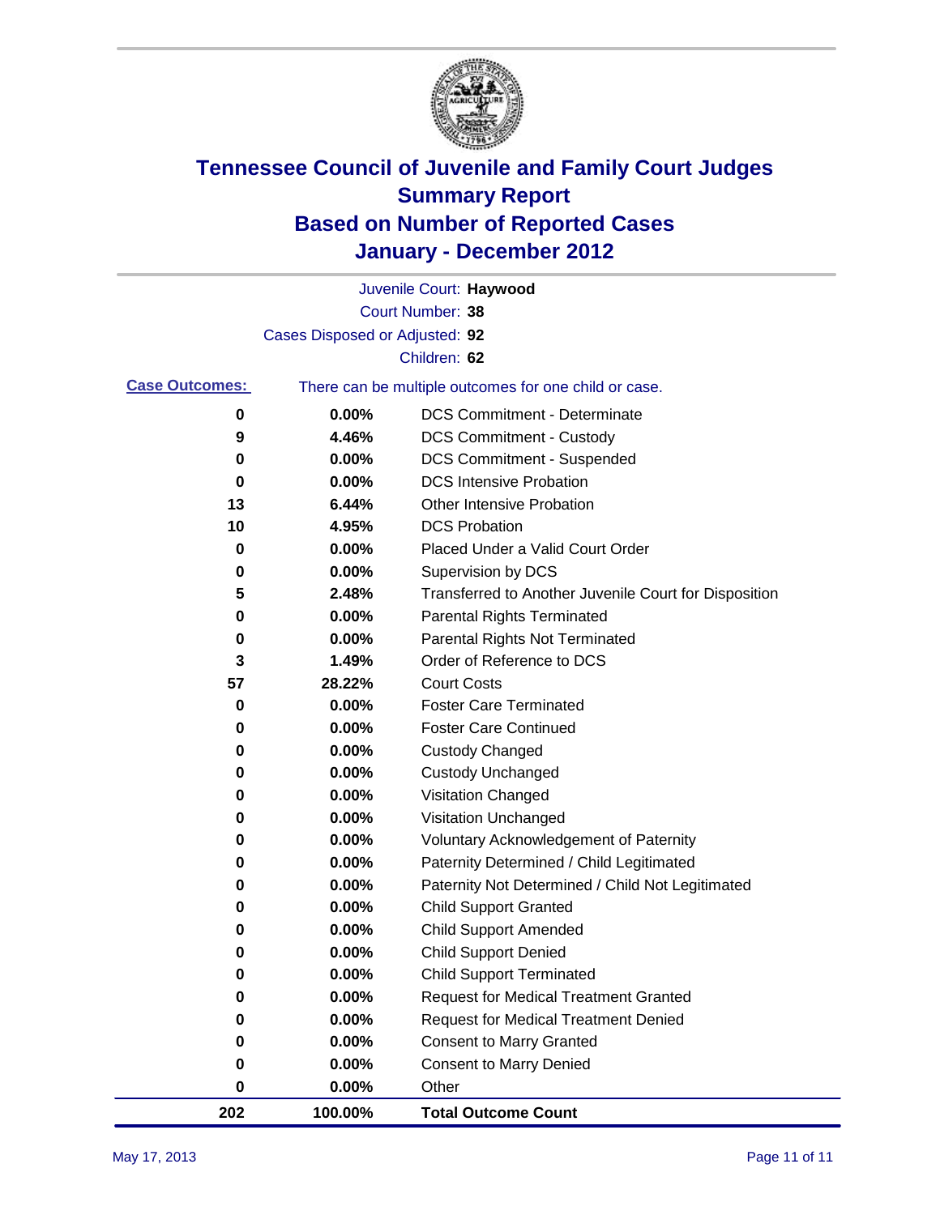# Tennessee Council of Juvenile and Family Court Judges
## Summary Report
## Based on Number of Reported Cases
## January - December 2012

Juvenile Court: **Haywood**
Court Number: **38**
Cases Disposed or Adjusted: **92**
Children: **62**

**Case Outcomes:** There can be multiple outcomes for one child or case.

| | | |
|---|---|---|
| 0 | 0.00% | DCS Commitment - Determinate |
| 9 | 4.46% | DCS Commitment - Custody |
| 0 | 0.00% | DCS Commitment - Suspended |
| 0 | 0.00% | DCS Intensive Probation |
| 13 | 6.44% | Other Intensive Probation |
| 10 | 4.95% | DCS Probation |
| 0 | 0.00% | Placed Under a Valid Court Order |
| 0 | 0.00% | Supervision by DCS |
| 5 | 2.48% | Transferred to Another Juvenile Court for Disposition |
| 0 | 0.00% | Parental Rights Terminated |
| 0 | 0.00% | Parental Rights Not Terminated |
| 3 | 1.49% | Order of Reference to DCS |
| 57 | 28.22% | Court Costs |
| 0 | 0.00% | Foster Care Terminated |
| 0 | 0.00% | Foster Care Continued |
| 0 | 0.00% | Custody Changed |
| 0 | 0.00% | Custody Unchanged |
| 0 | 0.00% | Visitation Changed |
| 0 | 0.00% | Visitation Unchanged |
| 0 | 0.00% | Voluntary Acknowledgement of Paternity |
| 0 | 0.00% | Paternity Determined / Child Legitimated |
| 0 | 0.00% | Paternity Not Determined / Child Not Legitimated |
| 0 | 0.00% | Child Support Granted |
| 0 | 0.00% | Child Support Amended |
| 0 | 0.00% | Child Support Denied |
| 0 | 0.00% | Child Support Terminated |
| 0 | 0.00% | Request for Medical Treatment Granted |
| 0 | 0.00% | Request for Medical Treatment Denied |
| 0 | 0.00% | Consent to Marry Granted |
| 0 | 0.00% | Consent to Marry Denied |
| 0 | 0.00% | Other |
| **202** | **100.00%** | **Total Outcome Count** |

May 17, 2013